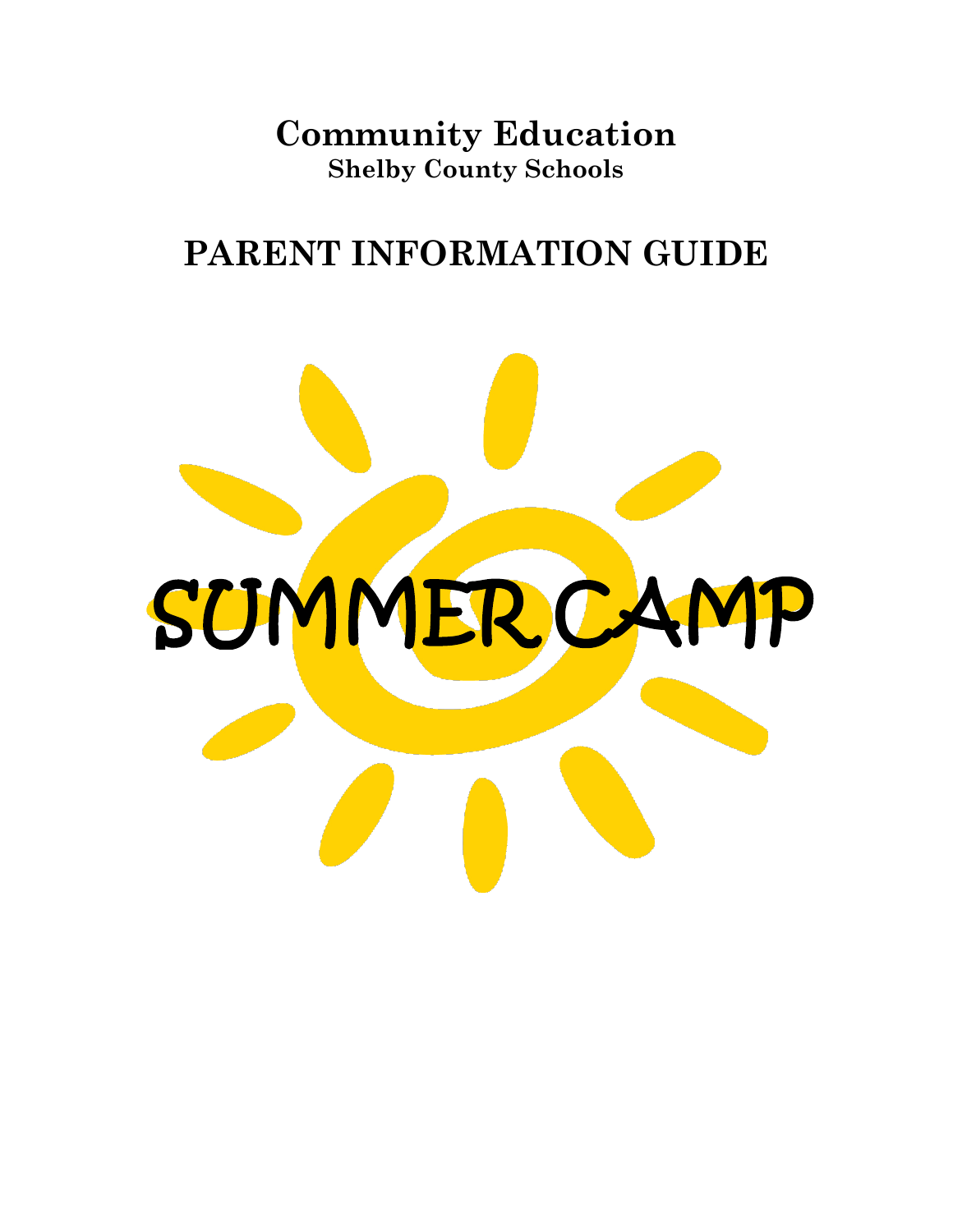# Community Education

## Shelby County Schools

# PARENT INFORMATION GUIDE

# SUMMER CAMP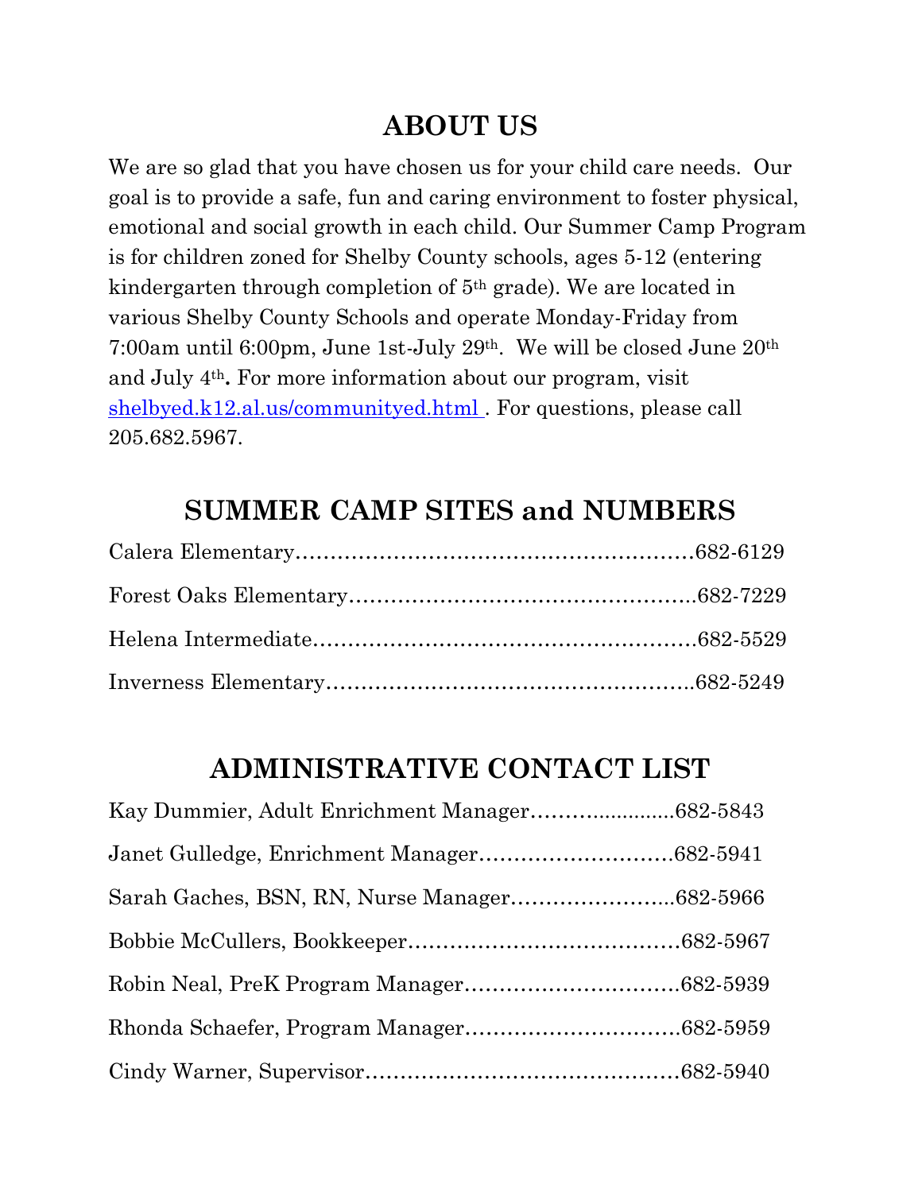## ABOUT US

We are so glad that you have chosen us for your child care needs. Our goal is to provide a safe, fun and caring environment to foster physical, emotional and social growth in each child. Our Summer Camp Program is for children zoned for Shelby County schools, ages 5-12 (entering kindergarten through completion of 5th grade). We are located in various Shelby County Schools and operate Monday-Friday from 7:00am until 6:00pm, June 1st-July 29th. We will be closed June 20th and July 4th**.** For more information about our program, visit [shelbyed.k12.al.us/communityed.html](shelbyed.k12.al.us/communityed.html) . For questions, please call 205.682.5967.

## SUMMER CAMP SITES and NUMBERS

Calera Elementary……………………………………………………682-6129

Forest Oaks Elementary……………………………………………..682-7229

Helena Intermediate…………………………………………………682-5529

Inverness Elementary………………………………………………..682-5249

## ADMINISTRATIVE CONTACT LIST

Kay Dummier, Adult Enrichment Manager…………..........682-5843

Janet Gulledge, Enrichment Manager………………………682-5941

Sarah Gaches, BSN, RN, Nurse Manager…………………..682-5966

Bobbie McCullers, Bookkeeper…………………………………682-5967

Robin Neal, PreK Program Manager…………………………682-5939

Rhonda Schaefer, Program Manager…………………………682-5959

Cindy Warner, Supervisor………………………………………682-5940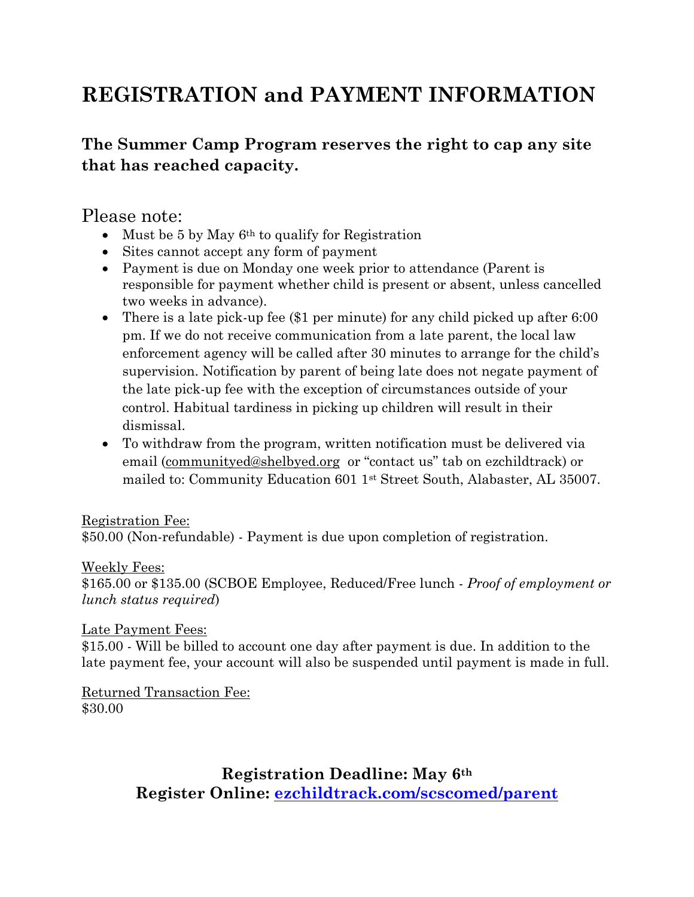# REGISTRATION and PAYMENT INFORMATION

### The Summer Camp Program reserves the right to cap any site that has reached capacity.

Please note:

- Must be 5 by May 6th to qualify for Registration
- Sites cannot accept any form of payment
- Payment is due on Monday one week prior to attendance (Parent is responsible for payment whether child is present or absent, unless cancelled two weeks in advance).
- There is a late pick-up fee ($1 per minute) for any child picked up after 6:00 pm. If we do not receive communication from a late parent, the local law enforcement agency will be called after 30 minutes to arrange for the child's supervision. Notification by parent of being late does not negate payment of the late pick-up fee with the exception of circumstances outside of your control. Habitual tardiness in picking up children will result in their dismissal.
- To withdraw from the program, written notification must be delivered via email (communityed@shelbyed.org or "contact us" tab on ezchildtrack) or mailed to: Community Education 601 1st Street South, Alabaster, AL 35007.

Registration Fee:
$50.00 (Non-refundable) - Payment is due upon completion of registration.

Weekly Fees:
$165.00 or $135.00 (SCBOE Employee, Reduced/Free lunch - *Proof of employment or lunch status required*)

Late Payment Fees:
$15.00 - Will be billed to account one day after payment is due. In addition to the late payment fee, your account will also be suspended until payment is made in full.

Returned Transaction Fee:
$30.00

**Registration Deadline: May 6th**
**Register Online: ezchildtrack.com/scscomed/parent**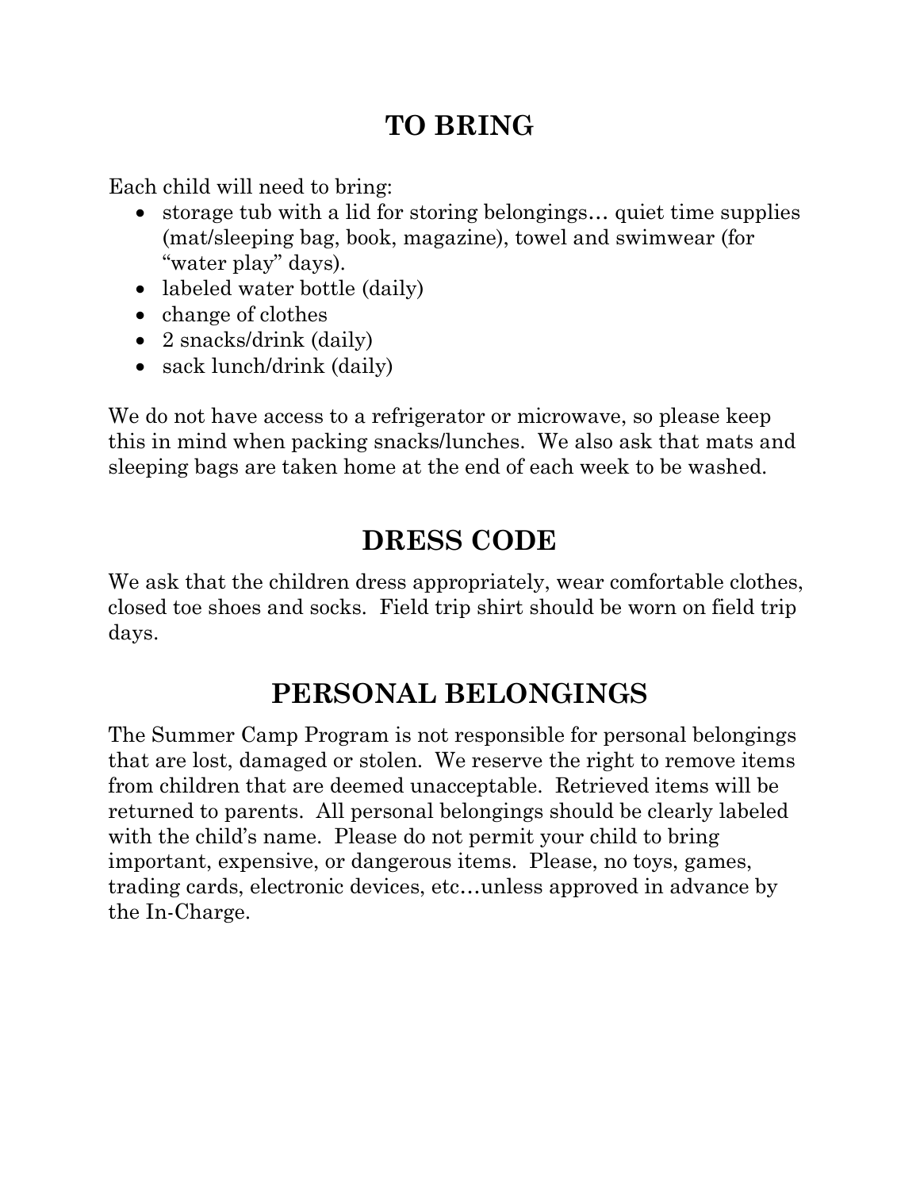## TO BRING

Each child will need to bring:

- storage tub with a lid for storing belongings… quiet time supplies (mat/sleeping bag, book, magazine), towel and swimwear (for "water play" days).
- labeled water bottle (daily)
- change of clothes
- 2 snacks/drink (daily)
- sack lunch/drink (daily)

We do not have access to a refrigerator or microwave, so please keep this in mind when packing snacks/lunches. We also ask that mats and sleeping bags are taken home at the end of each week to be washed.

## DRESS CODE

We ask that the children dress appropriately, wear comfortable clothes, closed toe shoes and socks. Field trip shirt should be worn on field trip days.

## PERSONAL BELONGINGS

The Summer Camp Program is not responsible for personal belongings that are lost, damaged or stolen. We reserve the right to remove items from children that are deemed unacceptable. Retrieved items will be returned to parents. All personal belongings should be clearly labeled with the child's name. Please do not permit your child to bring important, expensive, or dangerous items. Please, no toys, games, trading cards, electronic devices, etc…unless approved in advance by the In-Charge.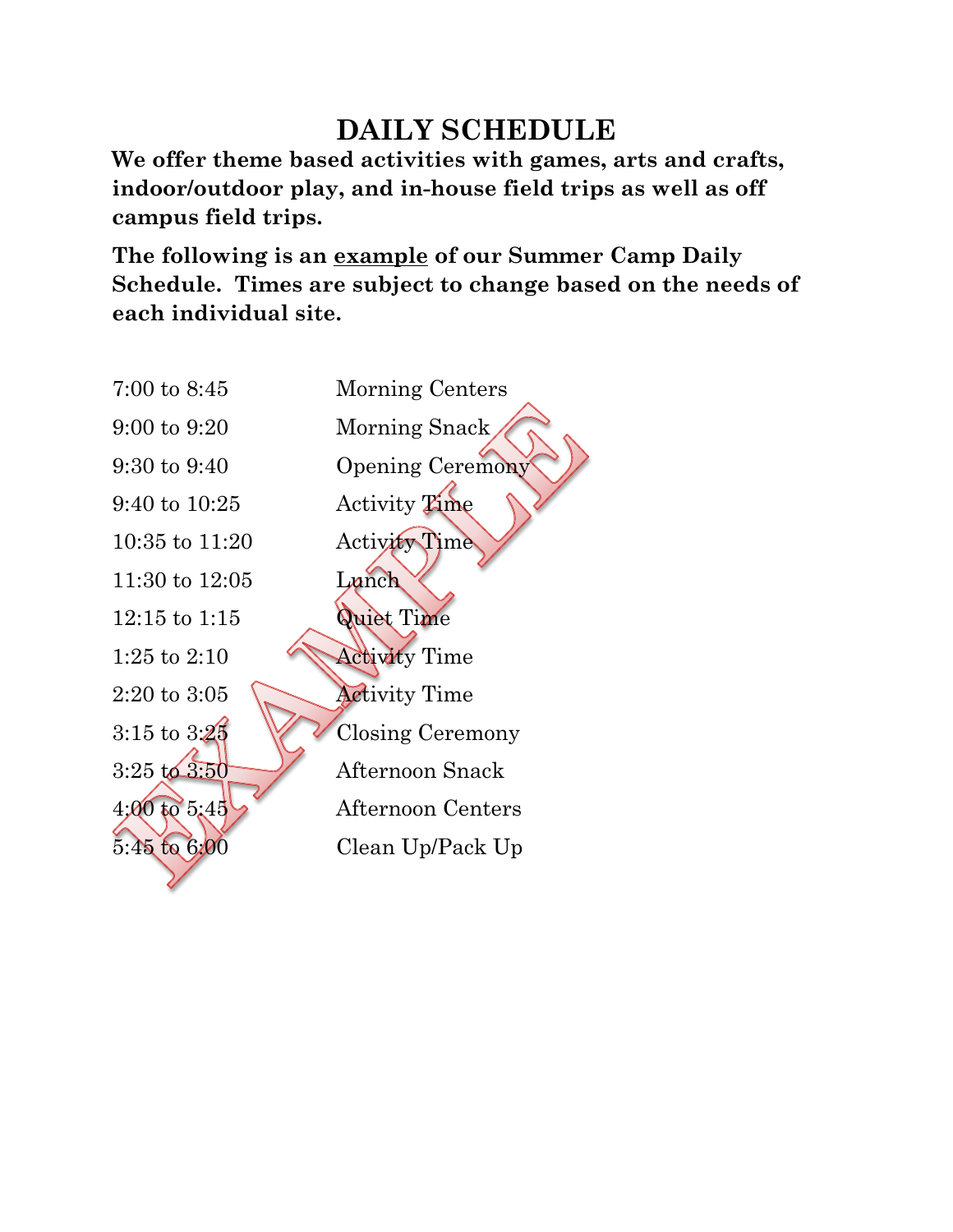# DAILY SCHEDULE

**We offer theme based activities with games, arts and crafts, indoor/outdoor play, and in-house field trips as well as off campus field trips.**

**The following is an <u>example</u> of our Summer Camp Daily Schedule. Times are subject to change based on the needs of each individual site.**

| | |
|---|---|
| 7:00 to 8:45 | Morning Centers |
| 9:00 to 9:20 | Morning Snack |
| 9:30 to 9:40 | Opening Ceremony |
| 9:40 to 10:25 | Activity Time |
| 10:35 to 11:20 | Activity Time |
| 11:30 to 12:05 | Lunch |
| 12:15 to 1:15 | Quiet Time |
| 1:25 to 2:10 | Activity Time |
| 2:20 to 3:05 | Activity Time |
| 3:15 to 3:25 | Closing Ceremony |
| 3:25 to 3:50 | Afternoon Snack |
| 4:00 to 5:45 | Afternoon Centers |
| 5:45 to 6:00 | Clean Up/Pack Up |

EXAMPLE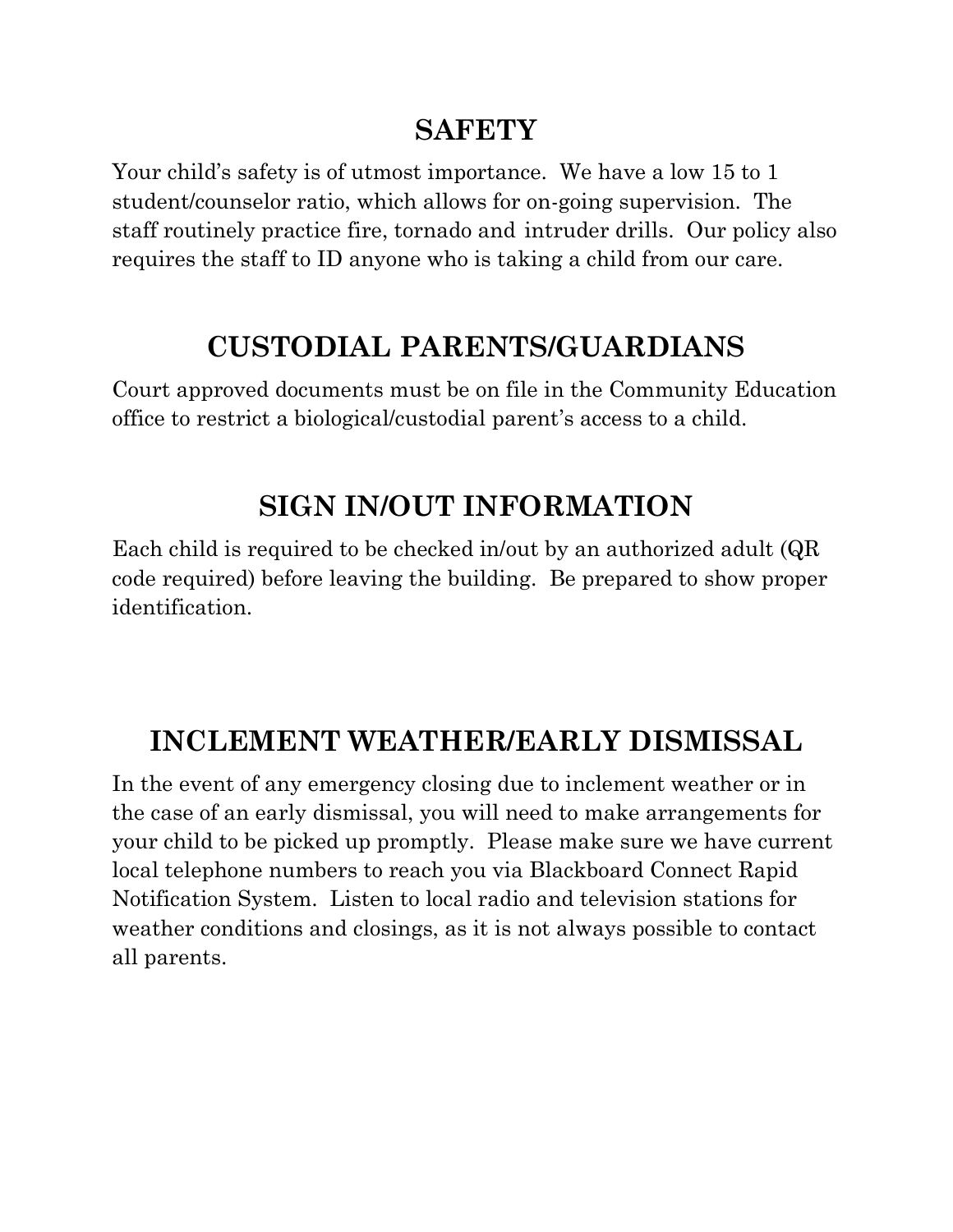## SAFETY

Your child's safety is of utmost importance. We have a low 15 to 1 student/counselor ratio, which allows for on-going supervision. The staff routinely practice fire, tornado and intruder drills. Our policy also requires the staff to ID anyone who is taking a child from our care.

## CUSTODIAL PARENTS/GUARDIANS

Court approved documents must be on file in the Community Education office to restrict a biological/custodial parent's access to a child.

## SIGN IN/OUT INFORMATION

Each child is required to be checked in/out by an authorized adult (QR code required) before leaving the building. Be prepared to show proper identification.

## INCLEMENT WEATHER/EARLY DISMISSAL

In the event of any emergency closing due to inclement weather or in the case of an early dismissal, you will need to make arrangements for your child to be picked up promptly. Please make sure we have current local telephone numbers to reach you via Blackboard Connect Rapid Notification System. Listen to local radio and television stations for weather conditions and closings, as it is not always possible to contact all parents.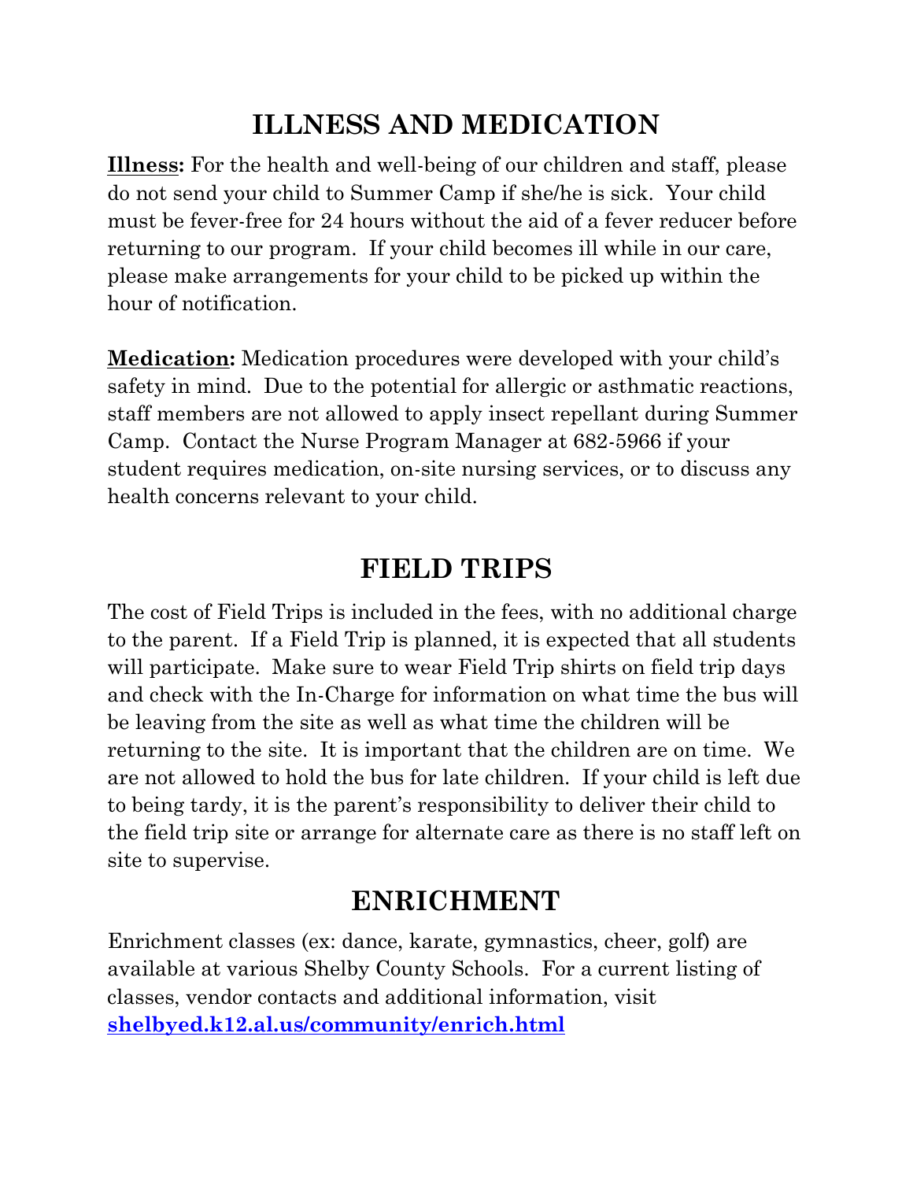# ILLNESS AND MEDICATION

**Illness:** For the health and well-being of our children and staff, please do not send your child to Summer Camp if she/he is sick. Your child must be fever-free for 24 hours without the aid of a fever reducer before returning to our program. If your child becomes ill while in our care, please make arrangements for your child to be picked up within the hour of notification.

**Medication:** Medication procedures were developed with your child's safety in mind. Due to the potential for allergic or asthmatic reactions, staff members are not allowed to apply insect repellant during Summer Camp. Contact the Nurse Program Manager at 682-5966 if your student requires medication, on-site nursing services, or to discuss any health concerns relevant to your child.

# FIELD TRIPS

The cost of Field Trips is included in the fees, with no additional charge to the parent. If a Field Trip is planned, it is expected that all students will participate. Make sure to wear Field Trip shirts on field trip days and check with the In-Charge for information on what time the bus will be leaving from the site as well as what time the children will be returning to the site. It is important that the children are on time. We are not allowed to hold the bus for late children. If your child is left due to being tardy, it is the parent's responsibility to deliver their child to the field trip site or arrange for alternate care as there is no staff left on site to supervise.

# ENRICHMENT

Enrichment classes (ex: dance, karate, gymnastics, cheer, golf) are available at various Shelby County Schools. For a current listing of classes, vendor contacts and additional information, visit **shelbyed.k12.al.us/community/enrich.html**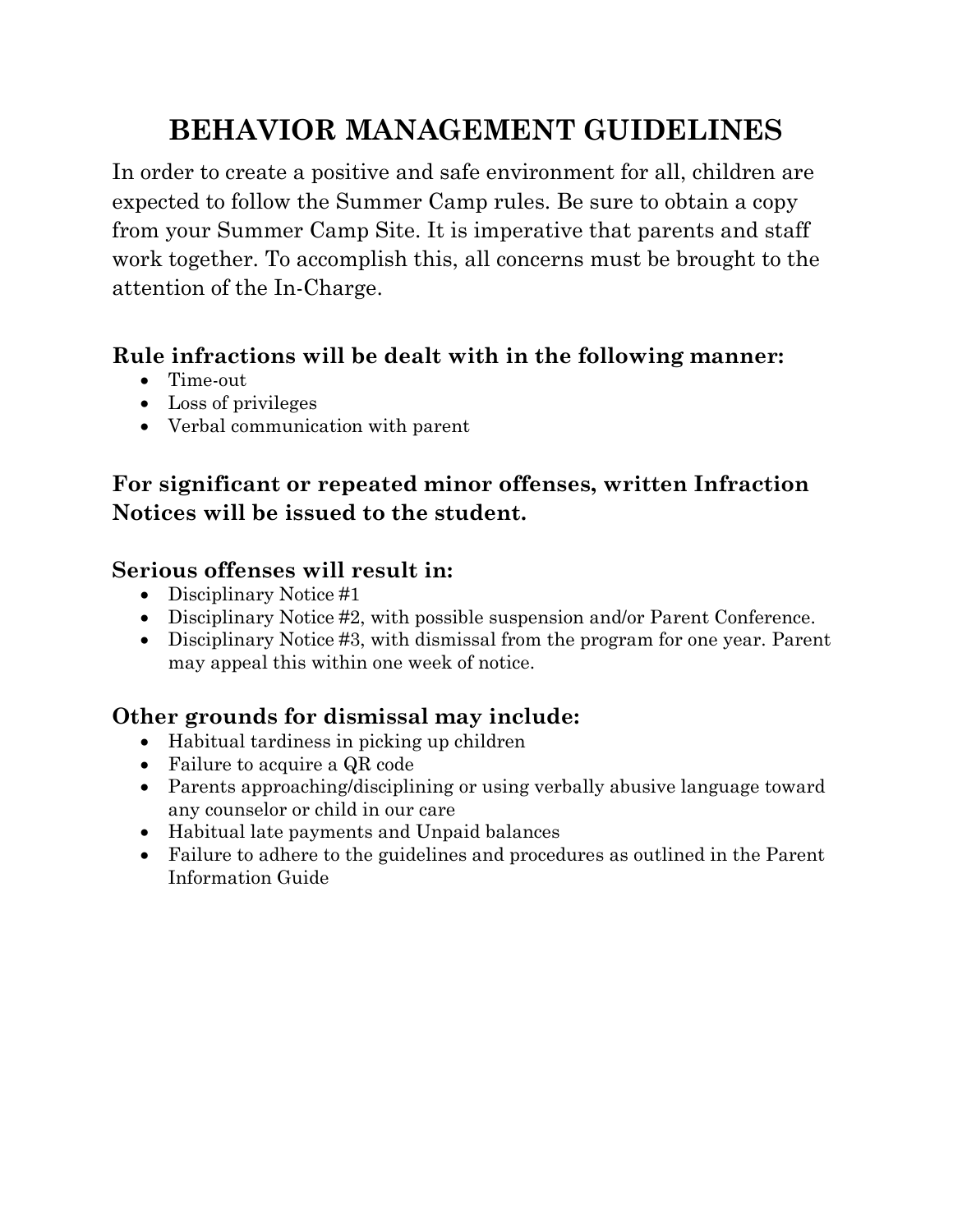# BEHAVIOR MANAGEMENT GUIDELINES

In order to create a positive and safe environment for all, children are expected to follow the Summer Camp rules. Be sure to obtain a copy from your Summer Camp Site. It is imperative that parents and staff work together. To accomplish this, all concerns must be brought to the attention of the In-Charge.

### Rule infractions will be dealt with in the following manner:

- Time-out
- Loss of privileges
- Verbal communication with parent

### For significant or repeated minor offenses, written Infraction Notices will be issued to the student.

### Serious offenses will result in:

- Disciplinary Notice #1
- Disciplinary Notice #2, with possible suspension and/or Parent Conference.
- Disciplinary Notice #3, with dismissal from the program for one year. Parent may appeal this within one week of notice.

### Other grounds for dismissal may include:

- Habitual tardiness in picking up children
- Failure to acquire a QR code
- Parents approaching/disciplining or using verbally abusive language toward any counselor or child in our care
- Habitual late payments and Unpaid balances
- Failure to adhere to the guidelines and procedures as outlined in the Parent Information Guide